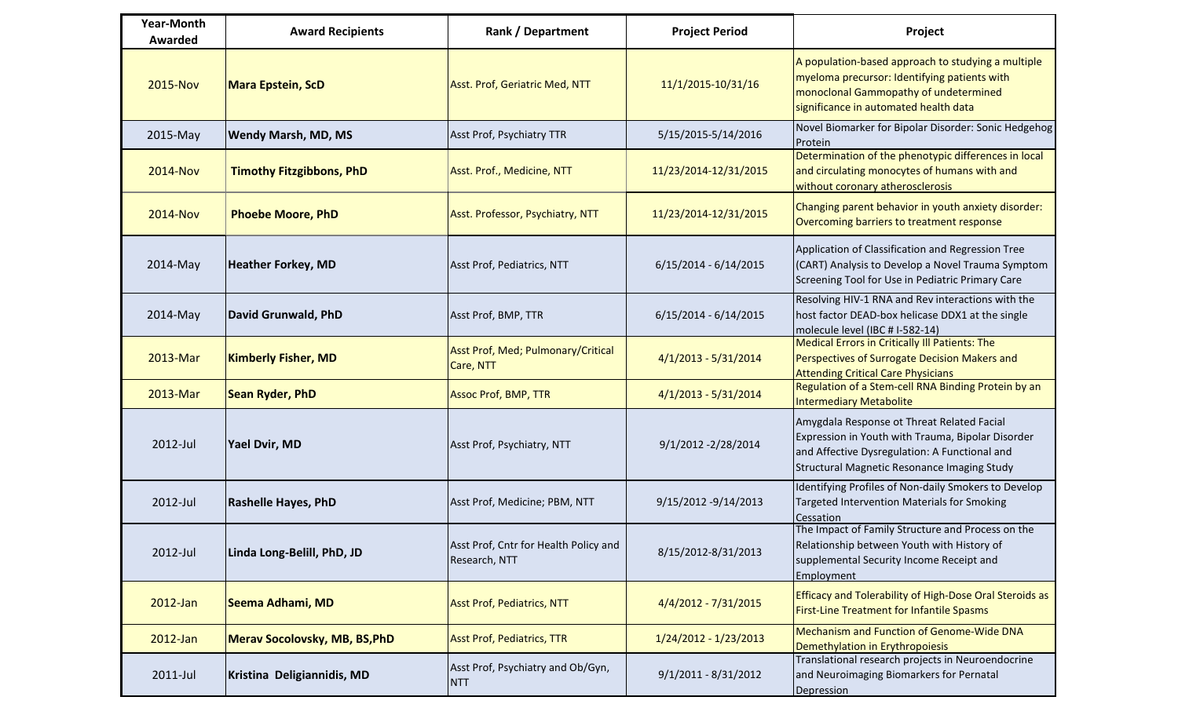| Year-Month Awarded | Award Recipients | Rank / Department | Project Period | Project |
|---|---|---|---|---|
| 2015-Nov | **Mara Epstein, ScD** | Asst. Prof, Geriatric Med, NTT | 11/1/2015-10/31/16 | A population-based approach to studying a multiple myeloma precursor: Identifying patients with monoclonal Gammopathy of undetermined significance in automated health data |
| 2015-May | **Wendy Marsh, MD, MS** | Asst Prof, Psychiatry TTR | 5/15/2015-5/14/2016 | Novel Biomarker for Bipolar Disorder: Sonic Hedgehog Protein |
| 2014-Nov | **Timothy Fitzgibbons, PhD** | Asst. Prof., Medicine, NTT | 11/23/2014-12/31/2015 | Determination of the phenotypic differences in local and circulating monocytes of humans with and without coronary atherosclerosis |
| 2014-Nov | **Phoebe Moore, PhD** | Asst. Professor, Psychiatry, NTT | 11/23/2014-12/31/2015 | Changing parent behavior in youth anxiety disorder: Overcoming barriers to treatment response |
| 2014-May | **Heather Forkey, MD** | Asst Prof, Pediatrics, NTT | 6/15/2014 - 6/14/2015 | Application of Classification and Regression Tree (CART) Analysis to Develop a Novel Trauma Symptom Screening Tool for Use in Pediatric Primary Care |
| 2014-May | **David Grunwald, PhD** | Asst Prof, BMP, TTR | 6/15/2014 - 6/14/2015 | Resolving HIV-1 RNA and Rev interactions with the host factor DEAD-box helicase DDX1 at the single molecule level (IBC # I-582-14) |
| 2013-Mar | **Kimberly Fisher, MD** | Asst Prof, Med; Pulmonary/Critical Care, NTT | 4/1/2013 - 5/31/2014 | Medical Errors in Critically Ill Patients: The Perspectives of Surrogate Decision Makers and Attending Critical Care Physicians |
| 2013-Mar | **Sean Ryder, PhD** | Assoc Prof, BMP, TTR | 4/1/2013 - 5/31/2014 | Regulation of a Stem-cell RNA Binding Protein by an Intermediary Metabolite |
| 2012-Jul | **Yael Dvir, MD** | Asst Prof, Psychiatry, NTT | 9/1/2012 -2/28/2014 | Amygdala Response ot Threat Related Facial Expression in Youth with Trauma, Bipolar Disorder and Affective Dysregulation: A Functional and Structural Magnetic Resonance Imaging Study |
| 2012-Jul | **Rashelle Hayes, PhD** | Asst Prof, Medicine; PBM, NTT | 9/15/2012 -9/14/2013 | Identifying Profiles of Non-daily Smokers to Develop Targeted Intervention Materials for Smoking Cessation |
| 2012-Jul | **Linda Long-Belill, PhD, JD** | Asst Prof, Cntr for Health Policy and Research, NTT | 8/15/2012-8/31/2013 | The Impact of Family Structure and Process on the Relationship between Youth with History of supplemental Security Income Receipt and Employment |
| 2012-Jan | **Seema Adhami, MD** | Asst Prof, Pediatrics, NTT | 4/4/2012 - 7/31/2015 | Efficacy and Tolerability of High-Dose Oral Steroids as First-Line Treatment for Infantile Spasms |
| 2012-Jan | **Merav Socolovsky, MB, BS,PhD** | Asst Prof, Pediatrics, TTR | 1/24/2012 - 1/23/2013 | Mechanism and Function of Genome-Wide DNA Demethylation in Erythropoiesis |
| 2011-Jul | **Kristina Deligiannidis, MD** | Asst Prof, Psychiatry and Ob/Gyn, NTT | 9/1/2011 - 8/31/2012 | Translational research projects in Neuroendocrine and Neuroimaging Biomarkers for Pernatal Depression |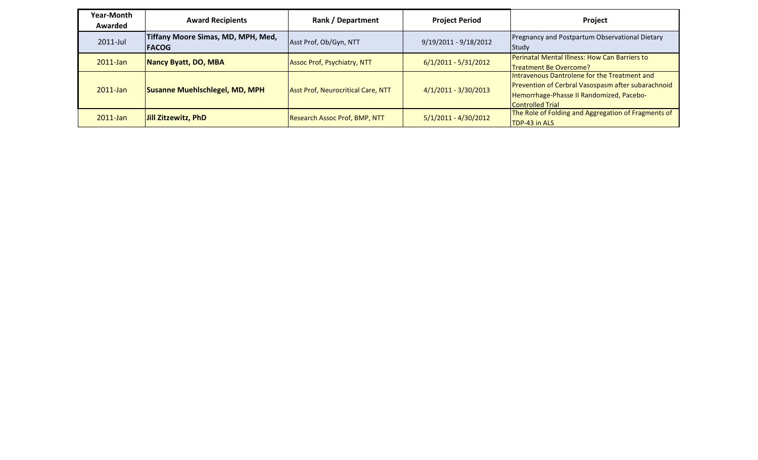| Year-Month Awarded | Award Recipients | Rank / Department | Project Period | Project |
|---|---|---|---|---|
| 2011-Jul | **Tiffany Moore Simas, MD, MPH, Med, FACOG** | Asst Prof, Ob/Gyn, NTT | 9/19/2011 - 9/18/2012 | Pregnancy and Postpartum Observational Dietary Study |
| 2011-Jan | **Nancy Byatt, DO, MBA** | Assoc Prof, Psychiatry, NTT | 6/1/2011 - 5/31/2012 | Perinatal Mental Illness: How Can Barriers to Treatment Be Overcome? |
| 2011-Jan | **Susanne Muehlschlegel, MD, MPH** | Asst Prof, Neurocritical Care, NTT | 4/1/2011 - 3/30/2013 | Intravenous Dantrolene for the Treatment and Prevention of Cerbral Vasospasm after subarachnoid Hemorrhage-Phasse II Randomized, Pacebo-Controlled Trial |
| 2011-Jan | **Jill Zitzewitz, PhD** | Research Assoc Prof, BMP, NTT | 5/1/2011 - 4/30/2012 | The Role of Folding and Aggregation of Fragments of TDP-43 in ALS |